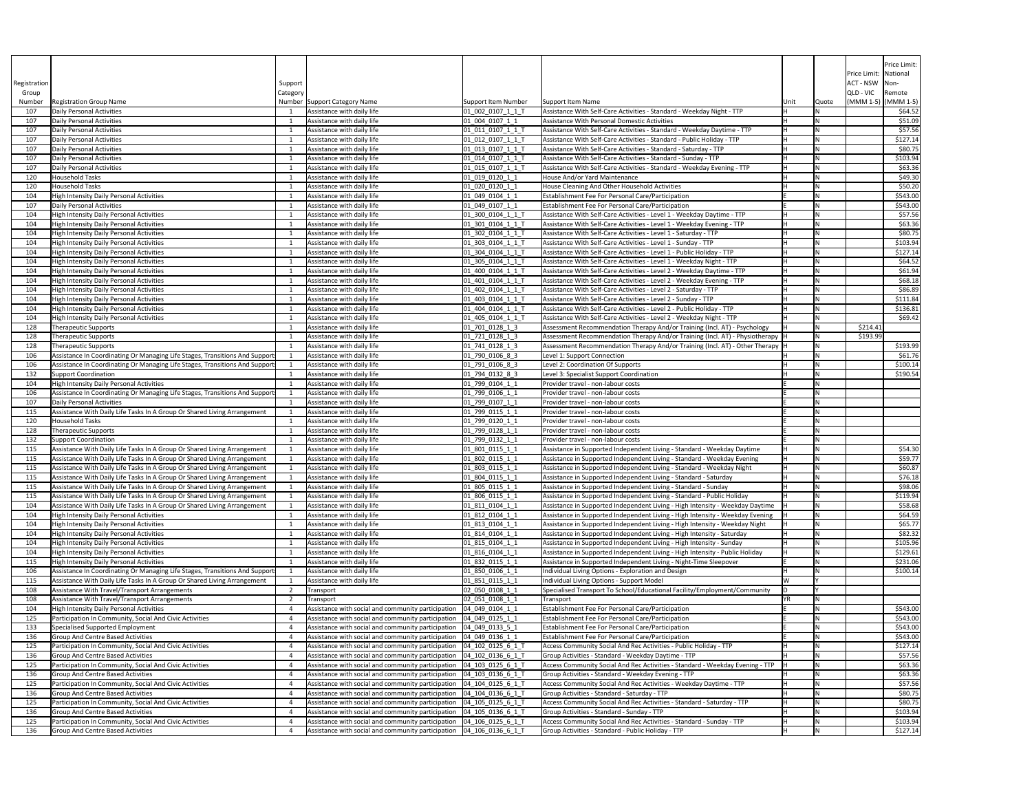| Registration Group Number | Registration Group Name | Support Category Number | Support Category Name | Support Item Number | Support Item Name | Unit | Quote | Price Limit: ACT - NSW QLD - VIC (MMM 1-5) | Price Limit: National Non-Remote (MMM 1-5) |
|---|---|---|---|---|---|---|---|---|---|
| 107 | Daily Personal Activities | 1 | Assistance with daily life | 01_002_0107_1_1_T | Assistance With Self-Care Activities - Standard - Weekday Night - TTP | H | N | | $64.52 |
| 107 | Daily Personal Activities | 1 | Assistance with daily life | 01_004_0107_1_1 | Assistance With Personal Domestic Activities | H | N | | $51.09 |
| 107 | Daily Personal Activities | 1 | Assistance with daily life | 01_011_0107_1_1_T | Assistance With Self-Care Activities - Standard - Weekday Daytime - TTP | H | N | | $57.56 |
| 107 | Daily Personal Activities | 1 | Assistance with daily life | 01_012_0107_1_1_T | Assistance With Self-Care Activities - Standard - Public Holiday - TTP | H | N | | $127.14 |
| 107 | Daily Personal Activities | 1 | Assistance with daily life | 01_013_0107_1_1_T | Assistance With Self-Care Activities - Standard - Saturday - TTP | H | N | | $80.75 |
| 107 | Daily Personal Activities | 1 | Assistance with daily life | 01_014_0107_1_1_T | Assistance With Self-Care Activities - Standard - Sunday - TTP | H | N | | $103.94 |
| 107 | Daily Personal Activities | 1 | Assistance with daily life | 01_015_0107_1_1_T | Assistance With Self-Care Activities - Standard - Weekday Evening - TTP | H | N | | $63.36 |
| 120 | Household Tasks | 1 | Assistance with daily life | 01_019_0120_1_1 | House And/or Yard Maintenance | H | N | | $49.30 |
| 120 | Household Tasks | 1 | Assistance with daily life | 01_020_0120_1_1 | House Cleaning And Other Household Activities | H | N | | $50.20 |
| 104 | High Intensity Daily Personal Activities | 1 | Assistance with daily life | 01_049_0104_1_1 | Establishment Fee For Personal Care/Participation | E | N | | $543.00 |
| 107 | Daily Personal Activities | 1 | Assistance with daily life | 01_049_0107_1_1 | Establishment Fee For Personal Care/Participation | E | N | | $543.00 |
| 104 | High Intensity Daily Personal Activities | 1 | Assistance with daily life | 01_300_0104_1_1_T | Assistance With Self-Care Activities - Level 1 - Weekday Daytime - TTP | H | N | | $57.56 |
| 104 | High Intensity Daily Personal Activities | 1 | Assistance with daily life | 01_301_0104_1_1_T | Assistance With Self-Care Activities - Level 1 - Weekday Evening - TTP | H | N | | $63.36 |
| 104 | High Intensity Daily Personal Activities | 1 | Assistance with daily life | 01_302_0104_1_1_T | Assistance With Self-Care Activities - Level 1 - Saturday - TTP | H | N | | $80.75 |
| 104 | High Intensity Daily Personal Activities | 1 | Assistance with daily life | 01_303_0104_1_1_T | Assistance With Self-Care Activities - Level 1 - Sunday - TTP | H | N | | $103.94 |
| 104 | High Intensity Daily Personal Activities | 1 | Assistance with daily life | 01_304_0104_1_1_T | Assistance With Self-Care Activities - Level 1 - Public Holiday - TTP | H | N | | $127.14 |
| 104 | High Intensity Daily Personal Activities | 1 | Assistance with daily life | 01_305_0104_1_1_T | Assistance With Self-Care Activities - Level 1 - Weekday Night - TTP | H | N | | $64.52 |
| 104 | High Intensity Daily Personal Activities | 1 | Assistance with daily life | 01_400_0104_1_1_T | Assistance With Self-Care Activities - Level 2 - Weekday Daytime - TTP | H | N | | $61.94 |
| 104 | High Intensity Daily Personal Activities | 1 | Assistance with daily life | 01_401_0104_1_1_T | Assistance With Self-Care Activities - Level 2 - Weekday Evening - TTP | H | N | | $68.18 |
| 104 | High Intensity Daily Personal Activities | 1 | Assistance with daily life | 01_402_0104_1_1_T | Assistance With Self-Care Activities - Level 2 - Saturday - TTP | H | N | | $86.89 |
| 104 | High Intensity Daily Personal Activities | 1 | Assistance with daily life | 01_403_0104_1_1_T | Assistance With Self-Care Activities - Level 2 - Sunday - TTP | H | N | | $111.84 |
| 104 | High Intensity Daily Personal Activities | 1 | Assistance with daily life | 01_404_0104_1_1_T | Assistance With Self-Care Activities - Level 2 - Public Holiday - TTP | H | N | | $136.81 |
| 104 | High Intensity Daily Personal Activities | 1 | Assistance with daily life | 01_405_0104_1_1_T | Assistance With Self-Care Activities - Level 2 - Weekday Night - TTP | H | N | | $69.42 |
| 128 | Therapeutic Supports | 1 | Assistance with daily life | 01_701_0128_1_3 | Assessment Recommendation Therapy And/or Training (Incl. AT) - Psychology | H | N | $214.41 | |
| 128 | Therapeutic Supports | 1 | Assistance with daily life | 01_721_0128_1_3 | Assessment Recommendation Therapy And/or Training (Incl. AT) - Physiotherapy | H | N | $193.99 | |
| 128 | Therapeutic Supports | 1 | Assistance with daily life | 01_741_0128_1_3 | Assessment Recommendation Therapy And/or Training (Incl. AT) - Other Therapy | H | N | | $193.99 |
| 106 | Assistance In Coordinating Or Managing Life Stages, Transitions And Supports | 1 | Assistance with daily life | 01_790_0106_8_3 | Level 1: Support Connection | H | N | | $61.76 |
| 106 | Assistance In Coordinating Or Managing Life Stages, Transitions And Supports | 1 | Assistance with daily life | 01_791_0106_8_3 | Level 2: Coordination Of Supports | H | N | | $100.14 |
| 132 | Support Coordination | 1 | Assistance with daily life | 01_794_0132_8_3 | Level 3: Specialist Support Coordination | H | N | | $190.54 |
| 104 | High Intensity Daily Personal Activities | 1 | Assistance with daily life | 01_799_0104_1_1 | Provider travel - non-labour costs | E | N | | |
| 106 | Assistance In Coordinating Or Managing Life Stages, Transitions And Supports | 1 | Assistance with daily life | 01_799_0106_1_1 | Provider travel - non-labour costs | E | N | | |
| 107 | Daily Personal Activities | 1 | Assistance with daily life | 01_799_0107_1_1 | Provider travel - non-labour costs | E | N | | |
| 115 | Assistance With Daily Life Tasks In A Group Or Shared Living Arrangement | 1 | Assistance with daily life | 01_799_0115_1_1 | Provider travel - non-labour costs | E | N | | |
| 120 | Household Tasks | 1 | Assistance with daily life | 01_799_0120_1_1 | Provider travel - non-labour costs | E | N | | |
| 128 | Therapeutic Supports | 1 | Assistance with daily life | 01_799_0128_1_1 | Provider travel - non-labour costs | E | N | | |
| 132 | Support Coordination | 1 | Assistance with daily life | 01_799_0132_1_1 | Provider travel - non-labour costs | E | N | | |
| 115 | Assistance With Daily Life Tasks In A Group Or Shared Living Arrangement | 1 | Assistance with daily life | 01_801_0115_1_1 | Assistance in Supported Independent Living - Standard - Weekday Daytime | H | N | | $54.30 |
| 115 | Assistance With Daily Life Tasks In A Group Or Shared Living Arrangement | 1 | Assistance with daily life | 01_802_0115_1_1 | Assistance in Supported Independent Living - Standard - Weekday Evening | H | N | | $59.77 |
| 115 | Assistance With Daily Life Tasks In A Group Or Shared Living Arrangement | 1 | Assistance with daily life | 01_803_0115_1_1 | Assistance in Supported Independent Living - Standard - Weekday Night | H | N | | $60.87 |
| 115 | Assistance With Daily Life Tasks In A Group Or Shared Living Arrangement | 1 | Assistance with daily life | 01_804_0115_1_1 | Assistance in Supported Independent Living - Standard - Saturday | H | N | | $76.18 |
| 115 | Assistance With Daily Life Tasks In A Group Or Shared Living Arrangement | 1 | Assistance with daily life | 01_805_0115_1_1 | Assistance in Supported Independent Living - Standard - Sunday | H | N | | $98.06 |
| 115 | Assistance With Daily Life Tasks In A Group Or Shared Living Arrangement | 1 | Assistance with daily life | 01_806_0115_1_1 | Assistance in Supported Independent Living - Standard - Public Holiday | H | N | | $119.94 |
| 104 | High Intensity Daily Personal Activities | 1 | Assistance with daily life | 01_811_0104_1_1 | Assistance in Supported Independent Living - High Intensity - Weekday Daytime | H | N | | $58.68 |
| 104 | High Intensity Daily Personal Activities | 1 | Assistance with daily life | 01_812_0104_1_1 | Assistance in Supported Independent Living - High Intensity - Weekday Evening | H | N | | $64.59 |
| 104 | High Intensity Daily Personal Activities | 1 | Assistance with daily life | 01_813_0104_1_1 | Assistance in Supported Independent Living - High Intensity - Weekday Night | H | N | | $65.77 |
| 104 | High Intensity Daily Personal Activities | 1 | Assistance with daily life | 01_814_0104_1_1 | Assistance in Supported Independent Living - High Intensity - Saturday | H | N | | $82.32 |
| 104 | High Intensity Daily Personal Activities | 1 | Assistance with daily life | 01_815_0104_1_1 | Assistance in Supported Independent Living - High Intensity - Sunday | H | N | | $105.96 |
| 104 | High Intensity Daily Personal Activities | 1 | Assistance with daily life | 01_816_0104_1_1 | Assistance in Supported Independent Living - High Intensity - Public Holiday | H | N | | $129.61 |
| 115 | High Intensity Daily Personal Activities | 1 | Assistance with daily life | 01_832_0115_1_1 | Assistance in Supported Independent Living - Night-Time Sleepover | E | N | | $231.06 |
| 106 | Assistance In Coordinating Or Managing Life Stages, Transitions And Supports | 1 | Assistance with daily life | 01_850_0106_1_1 | Individual Living Options - Exploration and Design | H | N | | $100.14 |
| 115 | Assistance With Daily Life Tasks In A Group Or Shared Living Arrangement | 1 | Assistance with daily life | 01_851_0115_1_1 | Individual Living Options - Support Model | W | Y | | |
| 108 | Assistance With Travel/Transport Arrangements | 2 | Transport | 02_050_0108_1_1 | Specialised Transport To School/Educational Facility/Employment/Community | D | Y | | |
| 108 | Assistance With Travel/Transport Arrangements | 2 | Transport | 02_051_0108_1_1 | Transport | YR | N | | |
| 104 | High Intensity Daily Personal Activities | 4 | Assistance with social and community participation | 04_049_0104_1_1 | Establishment Fee For Personal Care/Participation | E | N | | $543.00 |
| 125 | Participation In Community, Social And Civic Activities | 4 | Assistance with social and community participation | 04_049_0125_1_1 | Establishment Fee For Personal Care/Participation | E | N | | $543.00 |
| 133 | Specialised Supported Employment | 4 | Assistance with social and community participation | 04_049_0133_5_1 | Establishment Fee For Personal Care/Participation | E | N | | $543.00 |
| 136 | Group And Centre Based Activities | 4 | Assistance with social and community participation | 04_049_0136_1_1 | Establishment Fee For Personal Care/Participation | E | N | | $543.00 |
| 125 | Participation In Community, Social And Civic Activities | 4 | Assistance with social and community participation | 04_102_0125_6_1_T | Access Community Social And Rec Activities - Public Holiday - TTP | H | N | | $127.14 |
| 136 | Group And Centre Based Activities | 4 | Assistance with social and community participation | 04_102_0136_6_1_T | Group Activities - Standard - Weekday Daytime - TTP | H | N | | $57.56 |
| 125 | Participation In Community, Social And Civic Activities | 4 | Assistance with social and community participation | 04_103_0125_6_1_T | Access Community Social And Rec Activities - Standard - Weekday Evening - TTP | H | N | | $63.36 |
| 136 | Group And Centre Based Activities | 4 | Assistance with social and community participation | 04_103_0136_6_1_T | Group Activities - Standard - Weekday Evening - TTP | H | N | | $63.36 |
| 125 | Participation In Community, Social And Civic Activities | 4 | Assistance with social and community participation | 04_104_0125_6_1_T | Access Community Social And Rec Activities - Weekday Daytime - TTP | H | N | | $57.56 |
| 136 | Group And Centre Based Activities | 4 | Assistance with social and community participation | 04_104_0136_6_1_T | Group Activities - Standard - Saturday - TTP | H | N | | $80.75 |
| 125 | Participation In Community, Social And Civic Activities | 4 | Assistance with social and community participation | 04_105_0125_6_1_T | Access Community Social And Rec Activities - Standard - Saturday - TTP | H | N | | $80.75 |
| 136 | Group And Centre Based Activities | 4 | Assistance with social and community participation | 04_105_0136_6_1_T | Group Activities - Standard - Sunday - TTP | H | N | | $103.94 |
| 125 | Participation In Community, Social And Civic Activities | 4 | Assistance with social and community participation | 04_106_0125_6_1_T | Access Community Social And Rec Activities - Standard - Sunday - TTP | H | N | | $103.94 |
| 136 | Group And Centre Based Activities | 4 | Assistance with social and community participation | 04_106_0136_6_1_T | Group Activities - Standard - Public Holiday - TTP | H | N | | $127.14 |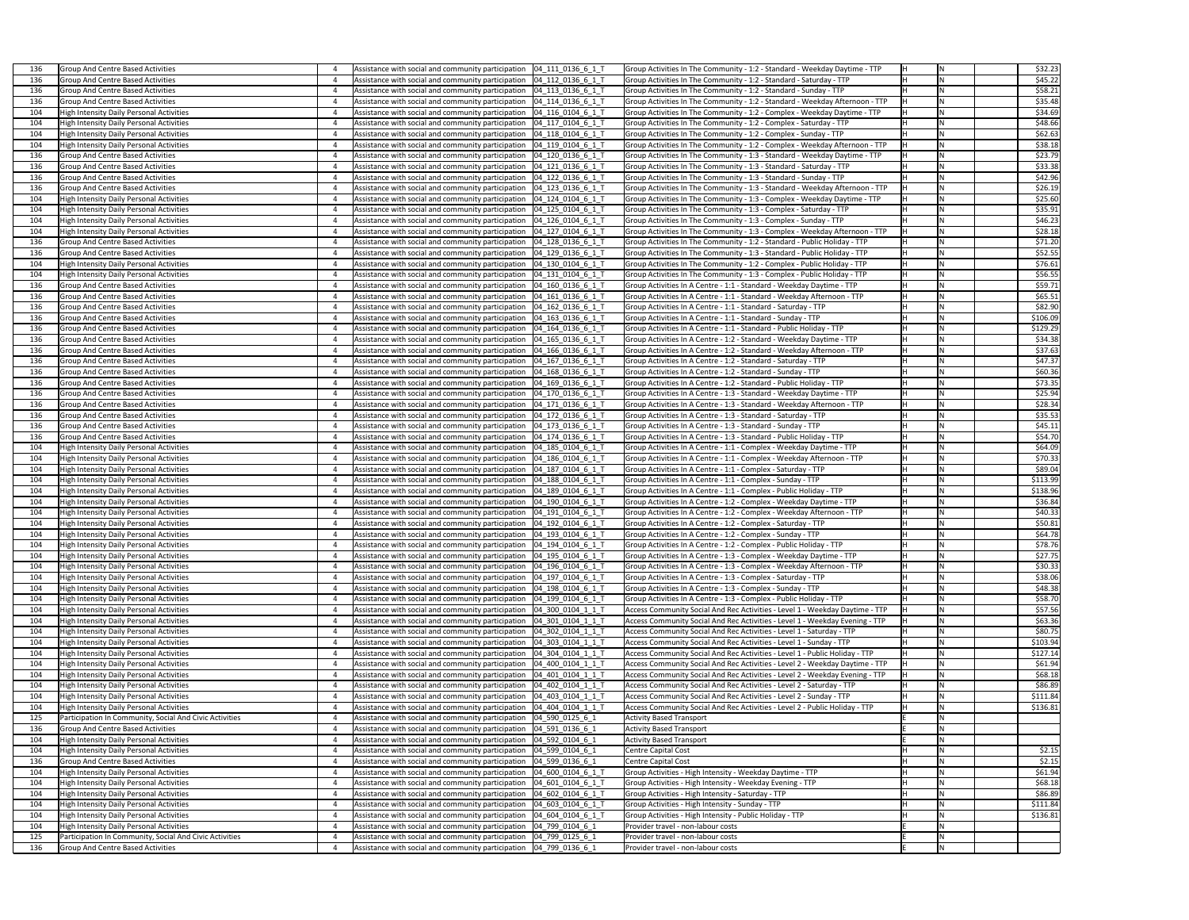| | | | | | | | | | |
|---|---|---|---|---|---|---|---|---|---|
| 136 | Group And Centre Based Activities | 4 | Assistance with social and community participation | 04_111_0136_6_1_T | Group Activities In The Community - 1:2 - Standard - Weekday Daytime - TTP | H | N | | $32.23 |
| 136 | Group And Centre Based Activities | 4 | Assistance with social and community participation | 04_112_0136_6_1_T | Group Activities In The Community - 1:2 - Standard - Saturday - TTP | H | N | | $45.22 |
| 136 | Group And Centre Based Activities | 4 | Assistance with social and community participation | 04_113_0136_6_1_T | Group Activities In The Community - 1:2 - Standard - Sunday - TTP | H | N | | $58.21 |
| 136 | Group And Centre Based Activities | 4 | Assistance with social and community participation | 04_114_0136_6_1_T | Group Activities In The Community - 1:2 - Standard - Weekday Afternoon - TTP | H | N | | $35.48 |
| 104 | High Intensity Daily Personal Activities | 4 | Assistance with social and community participation | 04_116_0104_6_1_T | Group Activities In The Community - 1:2 - Complex - Weekday Daytime - TTP | H | N | | $34.69 |
| 104 | High Intensity Daily Personal Activities | 4 | Assistance with social and community participation | 04_117_0104_6_1_T | Group Activities In The Community - 1:2 - Complex - Saturday - TTP | H | N | | $48.66 |
| 104 | High Intensity Daily Personal Activities | 4 | Assistance with social and community participation | 04_118_0104_6_1_T | Group Activities In The Community - 1:2 - Complex - Sunday - TTP | H | N | | $62.63 |
| 104 | High Intensity Daily Personal Activities | 4 | Assistance with social and community participation | 04_119_0104_6_1_T | Group Activities In The Community - 1:2 - Complex - Weekday Afternoon - TTP | H | N | | $38.18 |
| 136 | Group And Centre Based Activities | 4 | Assistance with social and community participation | 04_120_0136_6_1_T | Group Activities In The Community - 1:3 - Standard - Weekday Daytime - TTP | H | N | | $23.79 |
| 136 | Group And Centre Based Activities | 4 | Assistance with social and community participation | 04_121_0136_6_1_T | Group Activities In The Community - 1:3 - Standard - Saturday - TTP | H | N | | $33.38 |
| 136 | Group And Centre Based Activities | 4 | Assistance with social and community participation | 04_122_0136_6_1_T | Group Activities In The Community - 1:3 - Standard - Sunday - TTP | H | N | | $42.96 |
| 136 | Group And Centre Based Activities | 4 | Assistance with social and community participation | 04_123_0136_6_1_T | Group Activities In The Community - 1:3 - Standard - Weekday Afternoon - TTP | H | N | | $26.19 |
| 104 | High Intensity Daily Personal Activities | 4 | Assistance with social and community participation | 04_124_0104_6_1_T | Group Activities In The Community - 1:3 - Complex - Weekday Daytime - TTP | H | N | | $25.60 |
| 104 | High Intensity Daily Personal Activities | 4 | Assistance with social and community participation | 04_125_0104_6_1_T | Group Activities In The Community - 1:3 - Complex - Saturday - TTP | H | N | | $35.91 |
| 104 | High Intensity Daily Personal Activities | 4 | Assistance with social and community participation | 04_126_0104_6_1_T | Group Activities In The Community - 1:3 - Complex - Sunday - TTP | H | N | | $46.23 |
| 104 | High Intensity Daily Personal Activities | 4 | Assistance with social and community participation | 04_127_0104_6_1_T | Group Activities In The Community - 1:3 - Complex - Weekday Afternoon - TTP | H | N | | $28.18 |
| 136 | Group And Centre Based Activities | 4 | Assistance with social and community participation | 04_128_0136_6_1_T | Group Activities In The Community - 1:2 - Standard - Public Holiday - TTP | H | N | | $71.20 |
| 136 | Group And Centre Based Activities | 4 | Assistance with social and community participation | 04_129_0136_6_1_T | Group Activities In The Community - 1:3 - Standard - Public Holiday - TTP | H | N | | $52.55 |
| 104 | High Intensity Daily Personal Activities | 4 | Assistance with social and community participation | 04_130_0104_6_1_T | Group Activities In The Community - 1:2 - Complex - Public Holiday - TTP | H | N | | $76.61 |
| 104 | High Intensity Daily Personal Activities | 4 | Assistance with social and community participation | 04_131_0104_6_1_T | Group Activities In The Community - 1:3 - Complex - Public Holiday - TTP | H | N | | $56.55 |
| 136 | Group And Centre Based Activities | 4 | Assistance with social and community participation | 04_160_0136_6_1_T | Group Activities In A Centre - 1:1 - Standard - Weekday Daytime - TTP | H | N | | $59.71 |
| 136 | Group And Centre Based Activities | 4 | Assistance with social and community participation | 04_161_0136_6_1_T | Group Activities In A Centre - 1:1 - Standard - Weekday Afternoon - TTP | H | N | | $65.51 |
| 136 | Group And Centre Based Activities | 4 | Assistance with social and community participation | 04_162_0136_6_1_T | Group Activities In A Centre - 1:1 - Standard - Saturday - TTP | H | N | | $82.90 |
| 136 | Group And Centre Based Activities | 4 | Assistance with social and community participation | 04_163_0136_6_1_T | Group Activities In A Centre - 1:1 - Standard - Sunday - TTP | H | N | | $106.09 |
| 136 | Group And Centre Based Activities | 4 | Assistance with social and community participation | 04_164_0136_6_1_T | Group Activities In A Centre - 1:1 - Standard - Public Holiday - TTP | H | N | | $129.29 |
| 136 | Group And Centre Based Activities | 4 | Assistance with social and community participation | 04_165_0136_6_1_T | Group Activities In A Centre - 1:2 - Standard - Weekday Daytime - TTP | H | N | | $34.38 |
| 136 | Group And Centre Based Activities | 4 | Assistance with social and community participation | 04_166_0136_6_1_T | Group Activities In A Centre - 1:2 - Standard - Weekday Afternoon - TTP | H | N | | $37.63 |
| 136 | Group And Centre Based Activities | 4 | Assistance with social and community participation | 04_167_0136_6_1_T | Group Activities In A Centre - 1:2 - Standard - Saturday - TTP | H | N | | $47.37 |
| 136 | Group And Centre Based Activities | 4 | Assistance with social and community participation | 04_168_0136_6_1_T | Group Activities In A Centre - 1:2 - Standard - Sunday - TTP | H | N | | $60.36 |
| 136 | Group And Centre Based Activities | 4 | Assistance with social and community participation | 04_169_0136_6_1_T | Group Activities In A Centre - 1:2 - Standard - Public Holiday - TTP | H | N | | $73.35 |
| 136 | Group And Centre Based Activities | 4 | Assistance with social and community participation | 04_170_0136_6_1_T | Group Activities In A Centre - 1:3 - Standard - Weekday Daytime - TTP | H | N | | $25.94 |
| 136 | Group And Centre Based Activities | 4 | Assistance with social and community participation | 04_171_0136_6_1_T | Group Activities In A Centre - 1:3 - Standard - Weekday Afternoon - TTP | H | N | | $28.34 |
| 136 | Group And Centre Based Activities | 4 | Assistance with social and community participation | 04_172_0136_6_1_T | Group Activities In A Centre - 1:3 - Standard - Saturday - TTP | H | N | | $35.53 |
| 136 | Group And Centre Based Activities | 4 | Assistance with social and community participation | 04_173_0136_6_1_T | Group Activities In A Centre - 1:3 - Standard - Sunday - TTP | H | N | | $45.11 |
| 136 | Group And Centre Based Activities | 4 | Assistance with social and community participation | 04_174_0136_6_1_T | Group Activities In A Centre - 1:3 - Standard - Public Holiday - TTP | H | N | | $54.70 |
| 104 | High Intensity Daily Personal Activities | 4 | Assistance with social and community participation | 04_185_0104_6_1_T | Group Activities In A Centre - 1:1 - Complex - Weekday Daytime - TTP | H | N | | $64.09 |
| 104 | High Intensity Daily Personal Activities | 4 | Assistance with social and community participation | 04_186_0104_6_1_T | Group Activities In A Centre - 1:1 - Complex - Weekday Afternoon - TTP | H | N | | $70.33 |
| 104 | High Intensity Daily Personal Activities | 4 | Assistance with social and community participation | 04_187_0104_6_1_T | Group Activities In A Centre - 1:1 - Complex - Saturday - TTP | H | N | | $89.04 |
| 104 | High Intensity Daily Personal Activities | 4 | Assistance with social and community participation | 04_188_0104_6_1_T | Group Activities In A Centre - 1:1 - Complex - Sunday - TTP | H | N | | $113.99 |
| 104 | High Intensity Daily Personal Activities | 4 | Assistance with social and community participation | 04_189_0104_6_1_T | Group Activities In A Centre - 1:1 - Complex - Public Holiday - TTP | H | N | | $138.96 |
| 104 | High Intensity Daily Personal Activities | 4 | Assistance with social and community participation | 04_190_0104_6_1_T | Group Activities In A Centre - 1:2 - Complex - Weekday Daytime - TTP | H | N | | $36.84 |
| 104 | High Intensity Daily Personal Activities | 4 | Assistance with social and community participation | 04_191_0104_6_1_T | Group Activities In A Centre - 1:2 - Complex - Weekday Afternoon - TTP | H | N | | $40.33 |
| 104 | High Intensity Daily Personal Activities | 4 | Assistance with social and community participation | 04_192_0104_6_1_T | Group Activities In A Centre - 1:2 - Complex - Saturday - TTP | H | N | | $50.81 |
| 104 | High Intensity Daily Personal Activities | 4 | Assistance with social and community participation | 04_193_0104_6_1_T | Group Activities In A Centre - 1:2 - Complex - Sunday - TTP | H | N | | $64.78 |
| 104 | High Intensity Daily Personal Activities | 4 | Assistance with social and community participation | 04_194_0104_6_1_T | Group Activities In A Centre - 1:2 - Complex - Public Holiday - TTP | H | N | | $78.76 |
| 104 | High Intensity Daily Personal Activities | 4 | Assistance with social and community participation | 04_195_0104_6_1_T | Group Activities In A Centre - 1:3 - Complex - Weekday Daytime - TTP | H | N | | $27.75 |
| 104 | High Intensity Daily Personal Activities | 4 | Assistance with social and community participation | 04_196_0104_6_1_T | Group Activities In A Centre - 1:3 - Complex - Weekday Afternoon - TTP | H | N | | $30.33 |
| 104 | High Intensity Daily Personal Activities | 4 | Assistance with social and community participation | 04_197_0104_6_1_T | Group Activities In A Centre - 1:3 - Complex - Saturday - TTP | H | N | | $38.06 |
| 104 | High Intensity Daily Personal Activities | 4 | Assistance with social and community participation | 04_198_0104_6_1_T | Group Activities In A Centre - 1:3 - Complex - Sunday - TTP | H | N | | $48.38 |
| 104 | High Intensity Daily Personal Activities | 4 | Assistance with social and community participation | 04_199_0104_6_1_T | Group Activities In A Centre - 1:3 - Complex - Public Holiday - TTP | H | N | | $58.70 |
| 104 | High Intensity Daily Personal Activities | 4 | Assistance with social and community participation | 04_300_0104_1_1_T | Access Community Social And Rec Activities - Level 1 - Weekday Daytime - TTP | H | N | | $57.56 |
| 104 | High Intensity Daily Personal Activities | 4 | Assistance with social and community participation | 04_301_0104_1_1_T | Access Community Social And Rec Activities - Level 1 - Weekday Evening - TTP | H | N | | $63.36 |
| 104 | High Intensity Daily Personal Activities | 4 | Assistance with social and community participation | 04_302_0104_1_1_T | Access Community Social And Rec Activities - Level 1 - Saturday - TTP | H | N | | $80.75 |
| 104 | High Intensity Daily Personal Activities | 4 | Assistance with social and community participation | 04_303_0104_1_1_T | Access Community Social And Rec Activities - Level 1 - Sunday - TTP | H | N | | $103.94 |
| 104 | High Intensity Daily Personal Activities | 4 | Assistance with social and community participation | 04_304_0104_1_1_T | Access Community Social And Rec Activities - Level 1 - Public Holiday - TTP | H | N | | $127.14 |
| 104 | High Intensity Daily Personal Activities | 4 | Assistance with social and community participation | 04_400_0104_1_1_T | Access Community Social And Rec Activities - Level 2 - Weekday Daytime - TTP | H | N | | $61.94 |
| 104 | High Intensity Daily Personal Activities | 4 | Assistance with social and community participation | 04_401_0104_1_1_T | Access Community Social And Rec Activities - Level 2 - Weekday Evening - TTP | H | N | | $68.18 |
| 104 | High Intensity Daily Personal Activities | 4 | Assistance with social and community participation | 04_402_0104_1_1_T | Access Community Social And Rec Activities - Level 2 - Saturday - TTP | H | N | | $86.89 |
| 104 | High Intensity Daily Personal Activities | 4 | Assistance with social and community participation | 04_403_0104_1_1_T | Access Community Social And Rec Activities - Level 2 - Sunday - TTP | H | N | | $111.84 |
| 104 | High Intensity Daily Personal Activities | 4 | Assistance with social and community participation | 04_404_0104_1_1_T | Access Community Social And Rec Activities - Level 2 - Public Holiday - TTP | H | N | | $136.81 |
| 125 | Participation In Community, Social And Civic Activities | 4 | Assistance with social and community participation | 04_590_0125_6_1 | Activity Based Transport | E | N | | |
| 136 | Group And Centre Based Activities | 4 | Assistance with social and community participation | 04_591_0136_6_1 | Activity Based Transport | E | N | | |
| 104 | High Intensity Daily Personal Activities | 4 | Assistance with social and community participation | 04_592_0104_6_1 | Activity Based Transport | E | N | | |
| 104 | High Intensity Daily Personal Activities | 4 | Assistance with social and community participation | 04_599_0104_6_1 | Centre Capital Cost | H | N | | $2.15 |
| 136 | Group And Centre Based Activities | 4 | Assistance with social and community participation | 04_599_0136_6_1 | Centre Capital Cost | H | N | | $2.15 |
| 104 | High Intensity Daily Personal Activities | 4 | Assistance with social and community participation | 04_600_0104_6_1_T | Group Activities - High Intensity - Weekday Daytime - TTP | H | N | | $61.94 |
| 104 | High Intensity Daily Personal Activities | 4 | Assistance with social and community participation | 04_601_0104_6_1_T | Group Activities - High Intensity - Weekday Evening - TTP | H | N | | $68.18 |
| 104 | High Intensity Daily Personal Activities | 4 | Assistance with social and community participation | 04_602_0104_6_1_T | Group Activities - High Intensity - Saturday - TTP | H | N | | $86.89 |
| 104 | High Intensity Daily Personal Activities | 4 | Assistance with social and community participation | 04_603_0104_6_1_T | Group Activities - High Intensity - Sunday - TTP | H | N | | $111.84 |
| 104 | High Intensity Daily Personal Activities | 4 | Assistance with social and community participation | 04_604_0104_6_1_T | Group Activities - High Intensity - Public Holiday - TTP | H | N | | $136.81 |
| 104 | High Intensity Daily Personal Activities | 4 | Assistance with social and community participation | 04_799_0104_6_1 | Provider travel - non-labour costs | E | N | | |
| 125 | Participation In Community, Social And Civic Activities | 4 | Assistance with social and community participation | 04_799_0125_6_1 | Provider travel - non-labour costs | E | N | | |
| 136 | Group And Centre Based Activities | 4 | Assistance with social and community participation | 04_799_0136_6_1 | Provider travel - non-labour costs | E | N | | |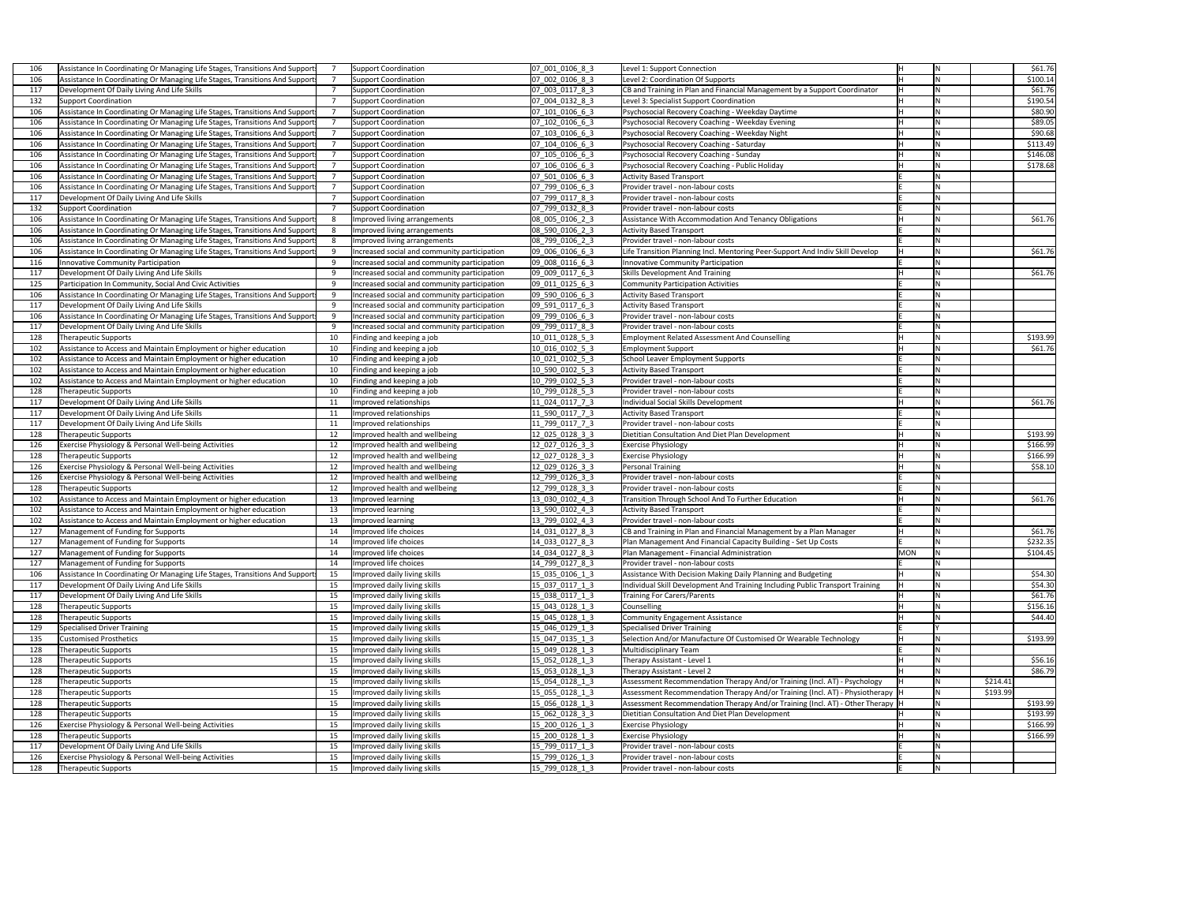| | | | | | | | | | |
|---|---|---|---|---|---|---|---|---|---|
| 106 | Assistance In Coordinating Or Managing Life Stages, Transitions And Support | 7 | Support Coordination | 07_001_0106_8_3 | Level 1: Support Connection | H | N | | $61.76 |
| 106 | Assistance In Coordinating Or Managing Life Stages, Transitions And Support | 7 | Support Coordination | 07_002_0106_8_3 | Level 2: Coordination Of Supports | H | N | | $100.14 |
| 117 | Development Of Daily Living And Life Skills | 7 | Support Coordination | 07_003_0117_8_3 | CB and Training in Plan and Financial Management by a Support Coordinator | H | N | | $61.76 |
| 132 | Support Coordination | 7 | Support Coordination | 07_004_0132_8_3 | Level 3: Specialist Support Coordination | H | N | | $190.54 |
| 106 | Assistance In Coordinating Or Managing Life Stages, Transitions And Support | 7 | Support Coordination | 07_101_0106_6_3 | Psychosocial Recovery Coaching - Weekday Daytime | H | N | | $80.90 |
| 106 | Assistance In Coordinating Or Managing Life Stages, Transitions And Support | 7 | Support Coordination | 07_102_0106_6_3 | Psychosocial Recovery Coaching - Weekday Evening | H | N | | $89.05 |
| 106 | Assistance In Coordinating Or Managing Life Stages, Transitions And Support | 7 | Support Coordination | 07_103_0106_6_3 | Psychosocial Recovery Coaching - Weekday Night | H | N | | $90.68 |
| 106 | Assistance In Coordinating Or Managing Life Stages, Transitions And Support | 7 | Support Coordination | 07_104_0106_6_3 | Psychosocial Recovery Coaching - Saturday | H | N | | $113.49 |
| 106 | Assistance In Coordinating Or Managing Life Stages, Transitions And Support | 7 | Support Coordination | 07_105_0106_6_3 | Psychosocial Recovery Coaching - Sunday | H | N | | $146.08 |
| 106 | Assistance In Coordinating Or Managing Life Stages, Transitions And Support | 7 | Support Coordination | 07_106_0106_6_3 | Psychosocial Recovery Coaching - Public Holiday | H | N | | $178.68 |
| 106 | Assistance In Coordinating Or Managing Life Stages, Transitions And Support | 7 | Support Coordination | 07_501_0106_6_3 | Activity Based Transport | E | N | | |
| 106 | Assistance In Coordinating Or Managing Life Stages, Transitions And Support | 7 | Support Coordination | 07_799_0106_6_3 | Provider travel - non-labour costs | E | N | | |
| 117 | Development Of Daily Living And Life Skills | 7 | Support Coordination | 07_799_0117_8_3 | Provider travel - non-labour costs | E | N | | |
| 132 | Support Coordination | 7 | Support Coordination | 07_799_0132_8_3 | Provider travel - non-labour costs | E | N | | |
| 106 | Assistance In Coordinating Or Managing Life Stages, Transitions And Support | 8 | Improved living arrangements | 08_005_0106_2_3 | Assistance With Accommodation And Tenancy Obligations | H | N | | $61.76 |
| 106 | Assistance In Coordinating Or Managing Life Stages, Transitions And Support | 8 | Improved living arrangements | 08_590_0106_2_3 | Activity Based Transport | E | N | | |
| 106 | Assistance In Coordinating Or Managing Life Stages, Transitions And Support | 8 | Improved living arrangements | 08_799_0106_2_3 | Provider travel - non-labour costs | E | N | | |
| 106 | Assistance In Coordinating Or Managing Life Stages, Transitions And Support | 9 | Increased social and community participation | 09_006_0106_6_3 | Life Transition Planning Incl. Mentoring Peer-Support And Indiv Skill Develop | H | N | | $61.76 |
| 116 | Innovative Community Participation | 9 | Increased social and community participation | 09_008_0116_6_3 | Innovative Community Participation | E | N | | |
| 117 | Development Of Daily Living And Life Skills | 9 | Increased social and community participation | 09_009_0117_6_3 | Skills Development And Training | H | N | | $61.76 |
| 125 | Participation In Community, Social And Civic Activities | 9 | Increased social and community participation | 09_011_0125_6_3 | Community Participation Activities | E | N | | |
| 106 | Assistance In Coordinating Or Managing Life Stages, Transitions And Support | 9 | Increased social and community participation | 09_590_0106_6_3 | Activity Based Transport | E | N | | |
| 117 | Development Of Daily Living And Life Skills | 9 | Increased social and community participation | 09_591_0117_6_3 | Activity Based Transport | E | N | | |
| 106 | Assistance In Coordinating Or Managing Life Stages, Transitions And Support | 9 | Increased social and community participation | 09_799_0106_6_3 | Provider travel - non-labour costs | E | N | | |
| 117 | Development Of Daily Living And Life Skills | 9 | Increased social and community participation | 09_799_0117_8_3 | Provider travel - non-labour costs | E | N | | |
| 128 | Therapeutic Supports | 10 | Finding and keeping a job | 10_011_0128_5_3 | Employment Related Assessment And Counselling | H | N | | $193.99 |
| 102 | Assistance to Access and Maintain Employment or higher education | 10 | Finding and keeping a job | 10_016_0102_5_3 | Employment Support | H | N | | $61.76 |
| 102 | Assistance to Access and Maintain Employment or higher education | 10 | Finding and keeping a job | 10_021_0102_5_3 | School Leaver Employment Supports | E | N | | |
| 102 | Assistance to Access and Maintain Employment or higher education | 10 | Finding and keeping a job | 10_590_0102_5_3 | Activity Based Transport | E | N | | |
| 102 | Assistance to Access and Maintain Employment or higher education | 10 | Finding and keeping a job | 10_799_0102_5_3 | Provider travel - non-labour costs | E | N | | |
| 128 | Therapeutic Supports | 10 | Finding and keeping a job | 10_799_0128_5_3 | Provider travel - non-labour costs | E | N | | |
| 117 | Development Of Daily Living And Life Skills | 11 | Improved relationships | 11_024_0117_7_3 | Individual Social Skills Development | H | N | | $61.76 |
| 117 | Development Of Daily Living And Life Skills | 11 | Improved relationships | 11_590_0117_7_3 | Activity Based Transport | E | N | | |
| 117 | Development Of Daily Living And Life Skills | 11 | Improved relationships | 11_799_0117_7_3 | Provider travel - non-labour costs | E | N | | |
| 128 | Therapeutic Supports | 12 | Improved health and wellbeing | 12_025_0128_3_3 | Dietitian Consultation And Diet Plan Development | H | N | | $193.99 |
| 126 | Exercise Physiology & Personal Well-being Activities | 12 | Improved health and wellbeing | 12_027_0126_3_3 | Exercise Physiology | H | N | | $166.99 |
| 128 | Therapeutic Supports | 12 | Improved health and wellbeing | 12_027_0128_3_3 | Exercise Physiology | H | N | | $166.99 |
| 126 | Exercise Physiology & Personal Well-being Activities | 12 | Improved health and wellbeing | 12_029_0126_3_3 | Personal Training | H | N | | $58.10 |
| 126 | Exercise Physiology & Personal Well-being Activities | 12 | Improved health and wellbeing | 12_799_0126_3_3 | Provider travel - non-labour costs | E | N | | |
| 128 | Therapeutic Supports | 12 | Improved health and wellbeing | 12_799_0128_3_3 | Provider travel - non-labour costs | E | N | | |
| 102 | Assistance to Access and Maintain Employment or higher education | 13 | Improved learning | 13_030_0102_4_3 | Transition Through School And To Further Education | H | N | | $61.76 |
| 102 | Assistance to Access and Maintain Employment or higher education | 13 | Improved learning | 13_590_0102_4_3 | Activity Based Transport | E | N | | |
| 102 | Assistance to Access and Maintain Employment or higher education | 13 | Improved learning | 13_799_0102_4_3 | Provider travel - non-labour costs | E | N | | |
| 127 | Management of Funding for Supports | 14 | Improved life choices | 14_031_0127_8_3 | CB and Training in Plan and Financial Management by a Plan Manager | H | N | | $61.76 |
| 127 | Management of Funding for Supports | 14 | Improved life choices | 14_033_0127_8_3 | Plan Management And Financial Capacity Building - Set Up Costs | E | N | | $232.35 |
| 127 | Management of Funding for Supports | 14 | Improved life choices | 14_034_0127_8_3 | Plan Management - Financial Administration | MON | N | | $104.45 |
| 127 | Management of Funding for Supports | 14 | Improved life choices | 14_799_0127_8_3 | Provider travel - non-labour costs | E | N | | |
| 106 | Assistance In Coordinating Or Managing Life Stages, Transitions And Support | 15 | Improved daily living skills | 15_035_0106_1_3 | Assistance With Decision Making Daily Planning and Budgeting | H | N | | $54.30 |
| 117 | Development Of Daily Living And Life Skills | 15 | Improved daily living skills | 15_037_0117_1_3 | Individual Skill Development And Training Including Public Transport Training | H | N | | $54.30 |
| 117 | Development Of Daily Living And Life Skills | 15 | Improved daily living skills | 15_038_0117_1_3 | Training For Carers/Parents | H | N | | $61.76 |
| 128 | Therapeutic Supports | 15 | Improved daily living skills | 15_043_0128_1_3 | Counselling | H | N | | $156.16 |
| 128 | Therapeutic Supports | 15 | Improved daily living skills | 15_045_0128_1_3 | Community Engagement Assistance | H | N | | $44.40 |
| 129 | Specialised Driver Training | 15 | Improved daily living skills | 15_046_0129_1_3 | Specialised Driver Training | E | Y | | |
| 135 | Customised Prosthetics | 15 | Improved daily living skills | 15_047_0135_1_3 | Selection And/or Manufacture Of Customised Or Wearable Technology | H | N | | $193.99 |
| 128 | Therapeutic Supports | 15 | Improved daily living skills | 15_049_0128_1_3 | Multidisciplinary Team | E | N | | |
| 128 | Therapeutic Supports | 15 | Improved daily living skills | 15_052_0128_1_3 | Therapy Assistant - Level 1 | H | N | | $56.16 |
| 128 | Therapeutic Supports | 15 | Improved daily living skills | 15_053_0128_1_3 | Therapy Assistant - Level 2 | H | N | | $86.79 |
| 128 | Therapeutic Supports | 15 | Improved daily living skills | 15_054_0128_1_3 | Assessment Recommendation Therapy And/or Training (Incl. AT) - Psychology | H | N | $214.41 | |
| 128 | Therapeutic Supports | 15 | Improved daily living skills | 15_055_0128_1_3 | Assessment Recommendation Therapy And/or Training (Incl. AT) - Physiotherapy | H | N | $193.99 | |
| 128 | Therapeutic Supports | 15 | Improved daily living skills | 15_056_0128_1_3 | Assessment Recommendation Therapy And/or Training (Incl. AT) - Other Therapy | H | N | | $193.99 |
| 128 | Therapeutic Supports | 15 | Improved daily living skills | 15_062_0128_3_3 | Dietitian Consultation And Diet Plan Development | H | N | | $193.99 |
| 126 | Exercise Physiology & Personal Well-being Activities | 15 | Improved daily living skills | 15_200_0126_1_3 | Exercise Physiology | H | N | | $166.99 |
| 128 | Therapeutic Supports | 15 | Improved daily living skills | 15_200_0128_1_3 | Exercise Physiology | H | N | | $166.99 |
| 117 | Development Of Daily Living And Life Skills | 15 | Improved daily living skills | 15_799_0117_1_3 | Provider travel - non-labour costs | E | N | | |
| 126 | Exercise Physiology & Personal Well-being Activities | 15 | Improved daily living skills | 15_799_0126_1_3 | Provider travel - non-labour costs | E | N | | |
| 128 | Therapeutic Supports | 15 | Improved daily living skills | 15_799_0128_1_3 | Provider travel - non-labour costs | E | N | | |